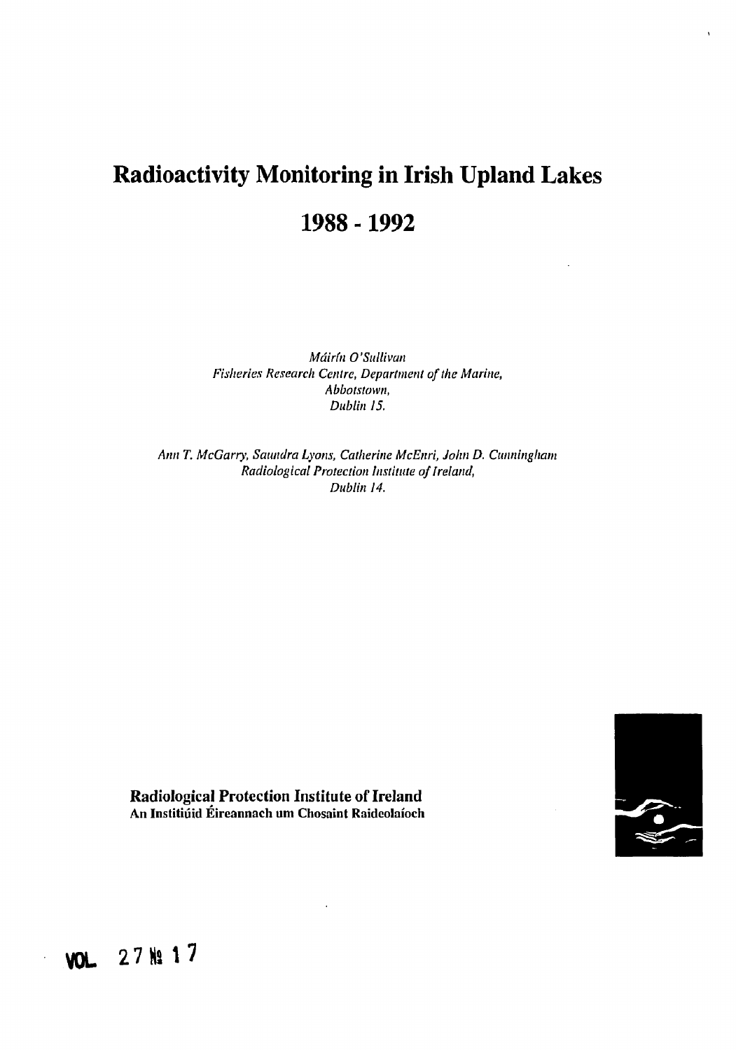# Radioactivity Monitoring in Irish Upland Lakes

# 1988 - 1992

*Máirín O'Sullivan*
*Fisheries Research Centre, Department of the Marine,*
*Abbotstown,*
*Dublin 15.*

*Ann T. McGarry, Saundra Lyons, Catherine McEnri, John D. Cunningham*
*Radiological Protection Institute of Ireland,*
*Dublin 14.*

**Radiological Protection Institute of Ireland**
**An Institiúid Éireannach um Chosaint Raideolaíoch**

VOL 27 № 17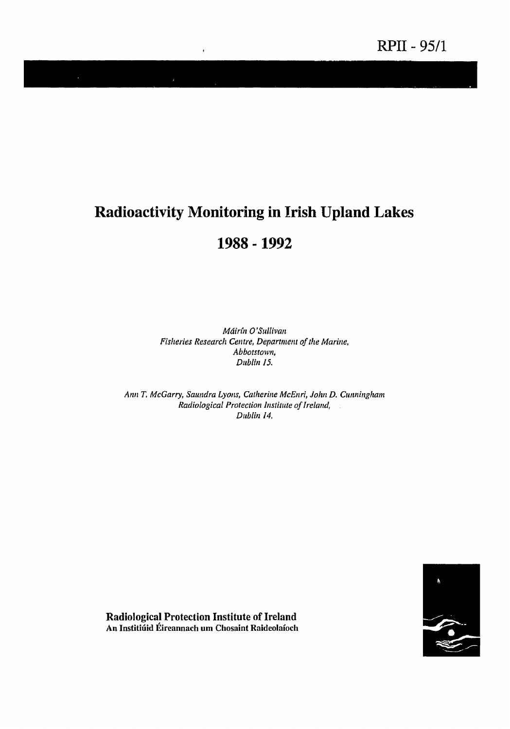RPII - 95/1

# Radioactivity Monitoring in Irish Upland Lakes

# 1988 - 1992

*Máirín O'Sullivan*
*Fisheries Research Centre, Department of the Marine,*
*Abbotstown,*
*Dublin 15.*

*Ann T. McGarry, Saundra Lyons, Catherine McEnri, John D. Cunningham*
*Radiological Protection Institute of Ireland,*
*Dublin 14.*

**Radiological Protection Institute of Ireland**
**An Institiúid Éireannach um Chosaint Raideolaíoch**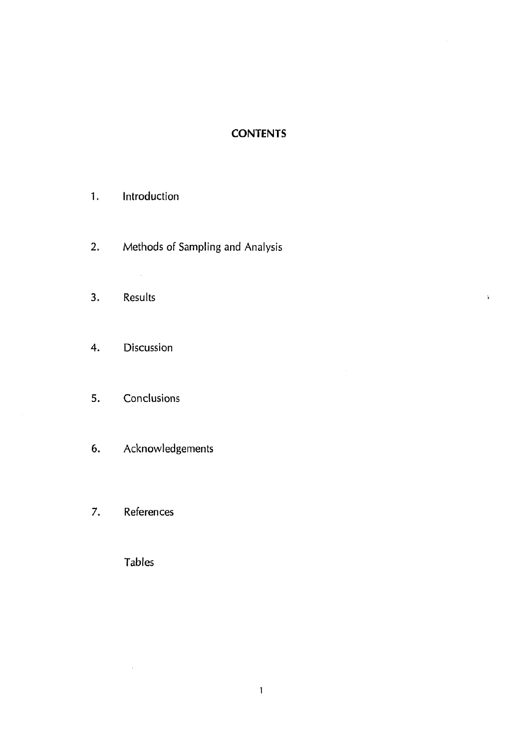# CONTENTS

1. Introduction

2. Methods of Sampling and Analysis

3. Results

4. Discussion

5. Conclusions

6. Acknowledgements

7. References

Tables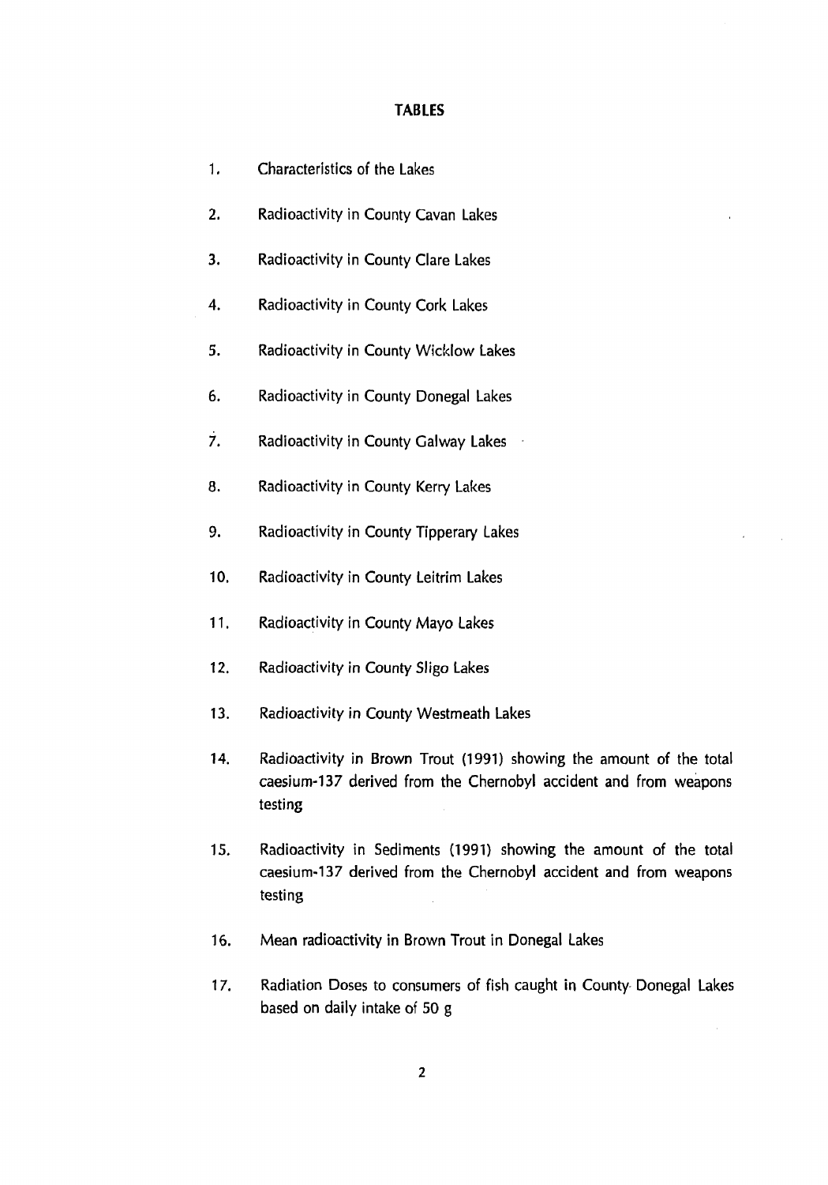## TABLES

1. Characteristics of the Lakes
2. Radioactivity in County Cavan Lakes
3. Radioactivity in County Clare Lakes
4. Radioactivity in County Cork Lakes
5. Radioactivity in County Wicklow Lakes
6. Radioactivity in County Donegal Lakes
7. Radioactivity in County Galway Lakes
8. Radioactivity in County Kerry Lakes
9. Radioactivity in County Tipperary Lakes
10. Radioactivity in County Leitrim Lakes
11. Radioactivity in County Mayo Lakes
12. Radioactivity in County Sligo Lakes
13. Radioactivity in County Westmeath Lakes
14. Radioactivity in Brown Trout (1991) showing the amount of the total caesium-137 derived from the Chernobyl accident and from weapons testing
15. Radioactivity in Sediments (1991) showing the amount of the total caesium-137 derived from the Chernobyl accident and from weapons testing
16. Mean radioactivity in Brown Trout in Donegal Lakes
17. Radiation Doses to consumers of fish caught in County Donegal Lakes based on daily intake of 50 g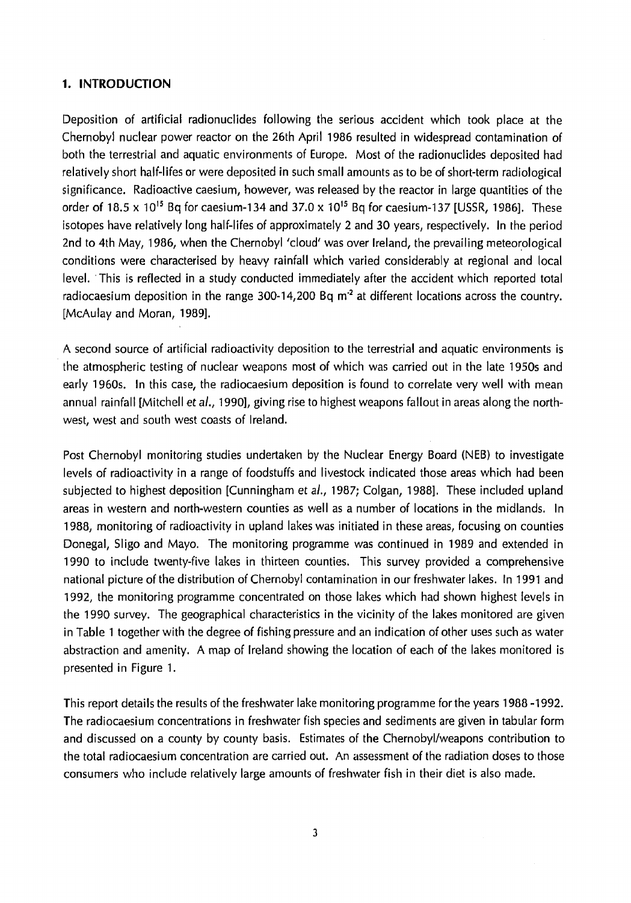## 1. INTRODUCTION

Deposition of artificial radionuclides following the serious accident which took place at the Chernobyl nuclear power reactor on the 26th April 1986 resulted in widespread contamination of both the terrestrial and aquatic environments of Europe. Most of the radionuclides deposited had relatively short half-lifes or were deposited in such small amounts as to be of short-term radiological significance. Radioactive caesium, however, was released by the reactor in large quantities of the order of $18.5 \times 10^{15}$ Bq for caesium-134 and $37.0 \times 10^{15}$ Bq for caesium-137 [USSR, 1986]. These isotopes have relatively long half-lifes of approximately 2 and 30 years, respectively. In the period 2nd to 4th May, 1986, when the Chernobyl 'cloud' was over Ireland, the prevailing meteorological conditions were characterised by heavy rainfall which varied considerably at regional and local level. This is reflected in a study conducted immediately after the accident which reported total radiocaesium deposition in the range 300-14,200 Bq $m^{-2}$ at different locations across the country. [McAulay and Moran, 1989].

A second source of artificial radioactivity deposition to the terrestrial and aquatic environments is the atmospheric testing of nuclear weapons most of which was carried out in the late 1950s and early 1960s. In this case, the radiocaesium deposition is found to correlate very well with mean annual rainfall [Mitchell *et al.*, 1990], giving rise to highest weapons fallout in areas along the north-west, west and south west coasts of Ireland.

Post Chernobyl monitoring studies undertaken by the Nuclear Energy Board (NEB) to investigate levels of radioactivity in a range of foodstuffs and livestock indicated those areas which had been subjected to highest deposition [Cunningham *et al.*, 1987; Colgan, 1988]. These included upland areas in western and north-western counties as well as a number of locations in the midlands. In 1988, monitoring of radioactivity in upland lakes was initiated in these areas, focusing on counties Donegal, Sligo and Mayo. The monitoring programme was continued in 1989 and extended in 1990 to include twenty-five lakes in thirteen counties. This survey provided a comprehensive national picture of the distribution of Chernobyl contamination in our freshwater lakes. In 1991 and 1992, the monitoring programme concentrated on those lakes which had shown highest levels in the 1990 survey. The geographical characteristics in the vicinity of the lakes monitored are given in Table 1 together with the degree of fishing pressure and an indication of other uses such as water abstraction and amenity. A map of Ireland showing the location of each of the lakes monitored is presented in Figure 1.

This report details the results of the freshwater lake monitoring programme for the years 1988 -1992. The radiocaesium concentrations in freshwater fish species and sediments are given in tabular form and discussed on a county by county basis. Estimates of the Chernobyl/weapons contribution to the total radiocaesium concentration are carried out. An assessment of the radiation doses to those consumers who include relatively large amounts of freshwater fish in their diet is also made.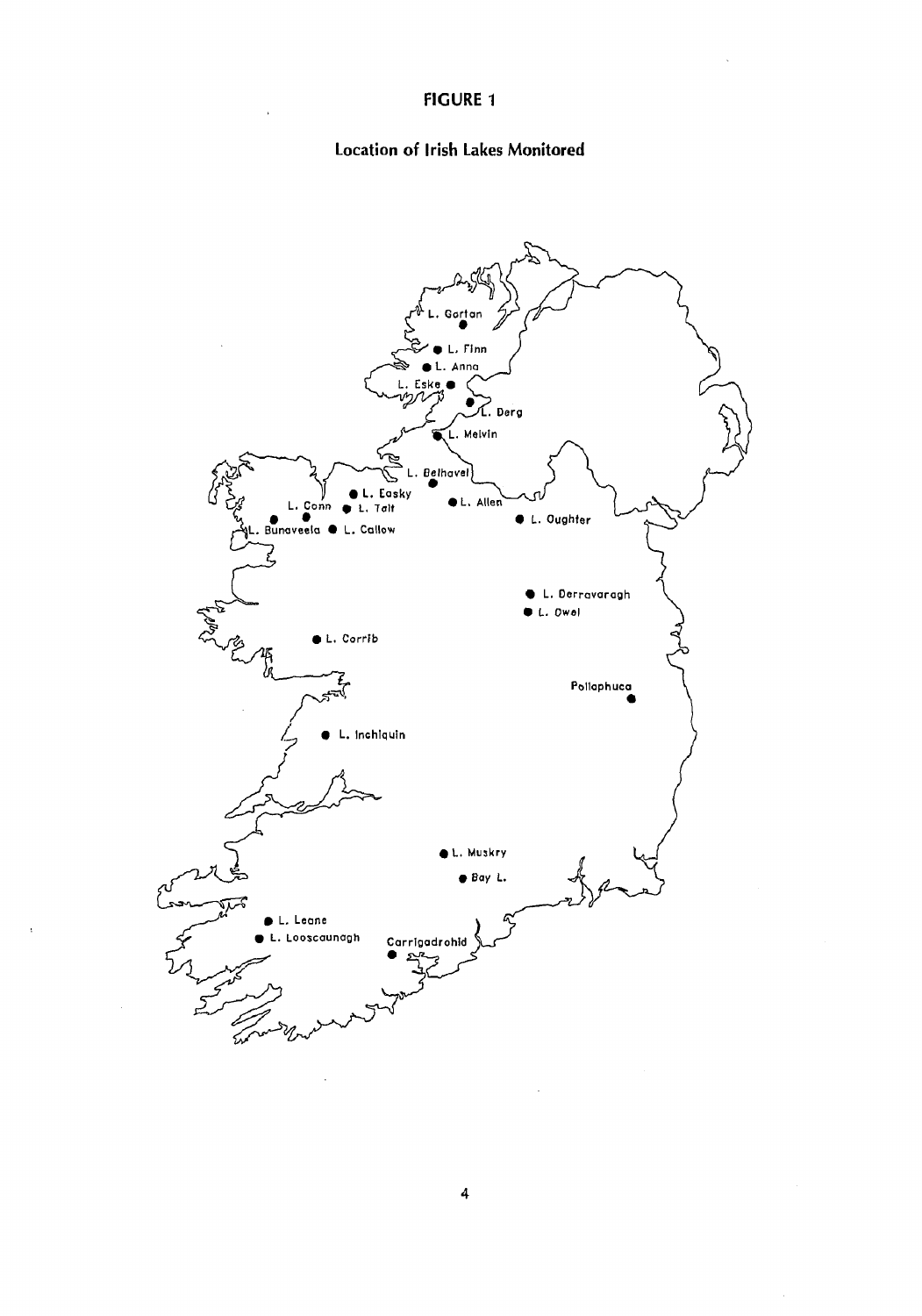# FIGURE 1

## Location of Irish Lakes Monitored

L. Gartan
L. Finn
L. Anna
L. Eske
L. Derg
L. Melvin
L. Belhavel
L. Easky
L. Conn
L. Talt
L. Allen
L. Oughter
L. Bunaveela
L. Callow
L. Derravaragh
L. Owel
L. Corrib
Pollaphuca
L. Inchiquin
L. Muskry
Bay L.
L. Leane
L. Looscaunagh
Carrigadrohid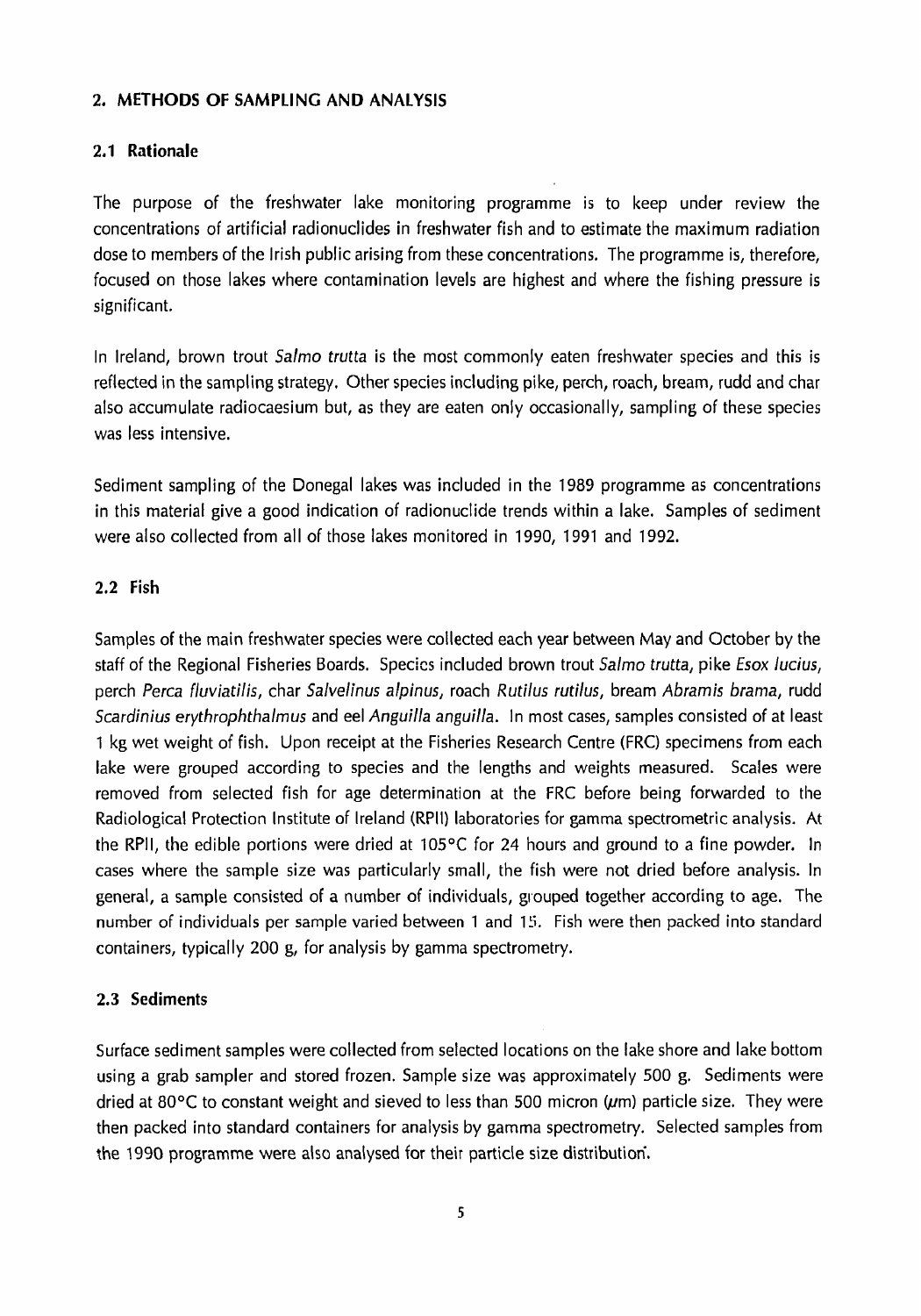## 2. METHODS OF SAMPLING AND ANALYSIS

### 2.1 Rationale

The purpose of the freshwater lake monitoring programme is to keep under review the concentrations of artificial radionuclides in freshwater fish and to estimate the maximum radiation dose to members of the Irish public arising from these concentrations. The programme is, therefore, focused on those lakes where contamination levels are highest and where the fishing pressure is significant.

In Ireland, brown trout *Salmo trutta* is the most commonly eaten freshwater species and this is reflected in the sampling strategy. Other species including pike, perch, roach, bream, rudd and char also accumulate radiocaesium but, as they are eaten only occasionally, sampling of these species was less intensive.

Sediment sampling of the Donegal lakes was included in the 1989 programme as concentrations in this material give a good indication of radionuclide trends within a lake. Samples of sediment were also collected from all of those lakes monitored in 1990, 1991 and 1992.

### 2.2 Fish

Samples of the main freshwater species were collected each year between May and October by the staff of the Regional Fisheries Boards. Species included brown trout *Salmo trutta*, pike *Esox lucius*, perch *Perca fluviatilis*, char *Salvelinus alpinus*, roach *Rutilus rutilus*, bream *Abramis brama*, rudd *Scardinius erythrophthalmus* and eel *Anguilla anguilla*. In most cases, samples consisted of at least 1 kg wet weight of fish. Upon receipt at the Fisheries Research Centre (FRC) specimens from each lake were grouped according to species and the lengths and weights measured. Scales were removed from selected fish for age determination at the FRC before being forwarded to the Radiological Protection Institute of Ireland (RPII) laboratories for gamma spectrometric analysis. At the RPII, the edible portions were dried at 105°C for 24 hours and ground to a fine powder. In cases where the sample size was particularly small, the fish were not dried before analysis. In general, a sample consisted of a number of individuals, grouped together according to age. The number of individuals per sample varied between 1 and 15. Fish were then packed into standard containers, typically 200 g, for analysis by gamma spectrometry.

### 2.3 Sediments

Surface sediment samples were collected from selected locations on the lake shore and lake bottom using a grab sampler and stored frozen. Sample size was approximately 500 g. Sediments were dried at 80°C to constant weight and sieved to less than 500 micron ($\mu$m) particle size. They were then packed into standard containers for analysis by gamma spectrometry. Selected samples from the 1990 programme were also analysed for their particle size distribution.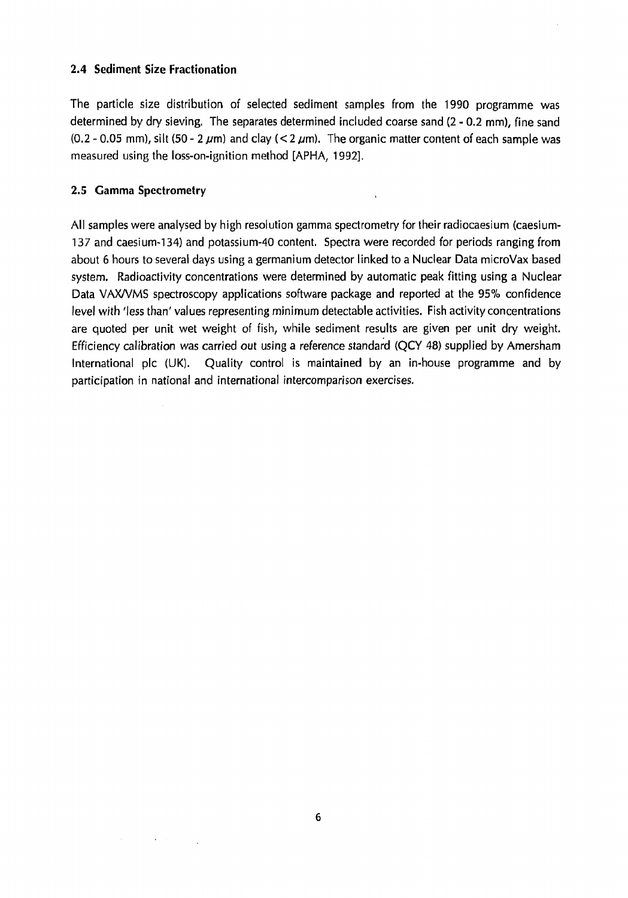### 2.4 Sediment Size Fractionation

The particle size distribution of selected sediment samples from the 1990 programme was determined by dry sieving. The separates determined included coarse sand (2 - 0.2 mm), fine sand (0.2 - 0.05 mm), silt (50 - 2 $\mu$m) and clay (< 2 $\mu$m). The organic matter content of each sample was measured using the loss-on-ignition method [APHA, 1992].

### 2.5 Gamma Spectrometry

All samples were analysed by high resolution gamma spectrometry for their radiocaesium (caesium-137 and caesium-134) and potassium-40 content. Spectra were recorded for periods ranging from about 6 hours to several days using a germanium detector linked to a Nuclear Data microVax based system. Radioactivity concentrations were determined by automatic peak fitting using a Nuclear Data VAX/VMS spectroscopy applications software package and reported at the 95% confidence level with 'less than' values representing minimum detectable activities. Fish activity concentrations are quoted per unit wet weight of fish, while sediment results are given per unit dry weight. Efficiency calibration was carried out using a reference standard (QCY 48) supplied by Amersham International plc (UK). Quality control is maintained by an in-house programme and by participation in national and international intercomparison exercises.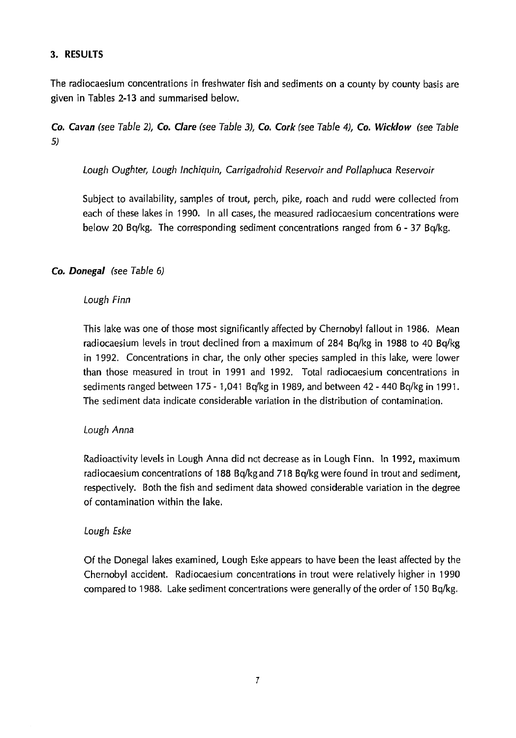## 3. RESULTS

The radiocaesium concentrations in freshwater fish and sediments on a county by county basis are given in Tables 2-13 and summarised below.

***Co. Cavan*** *(see Table 2),* ***Co. Clare*** *(see Table 3),* ***Co. Cork*** *(see Table 4),* ***Co. Wicklow*** *(see Table 5)*

*Lough Oughter, Lough Inchiquin, Carrigadrohid Reservoir and Pollaphuca Reservoir*

Subject to availability, samples of trout, perch, pike, roach and rudd were collected from each of these lakes in 1990. In all cases, the measured radiocaesium concentrations were below 20 Bq/kg. The corresponding sediment concentrations ranged from 6 - 37 Bq/kg.

***Co. Donegal*** *(see Table 6)*

*Lough Finn*

This lake was one of those most significantly affected by Chernobyl fallout in 1986. Mean radiocaesium levels in trout declined from a maximum of 284 Bq/kg in 1988 to 40 Bq/kg in 1992. Concentrations in char, the only other species sampled in this lake, were lower than those measured in trout in 1991 and 1992. Total radiocaesium concentrations in sediments ranged between 175 - 1,041 Bq/kg in 1989, and between 42 - 440 Bq/kg in 1991. The sediment data indicate considerable variation in the distribution of contamination.

*Lough Anna*

Radioactivity levels in Lough Anna did not decrease as in Lough Finn. In 1992, maximum radiocaesium concentrations of 188 Bq/kg and 718 Bq/kg were found in trout and sediment, respectively. Both the fish and sediment data showed considerable variation in the degree of contamination within the lake.

*Lough Eske*

Of the Donegal lakes examined, Lough Eske appears to have been the least affected by the Chernobyl accident. Radiocaesium concentrations in trout were relatively higher in 1990 compared to 1988. Lake sediment concentrations were generally of the order of 150 Bq/kg.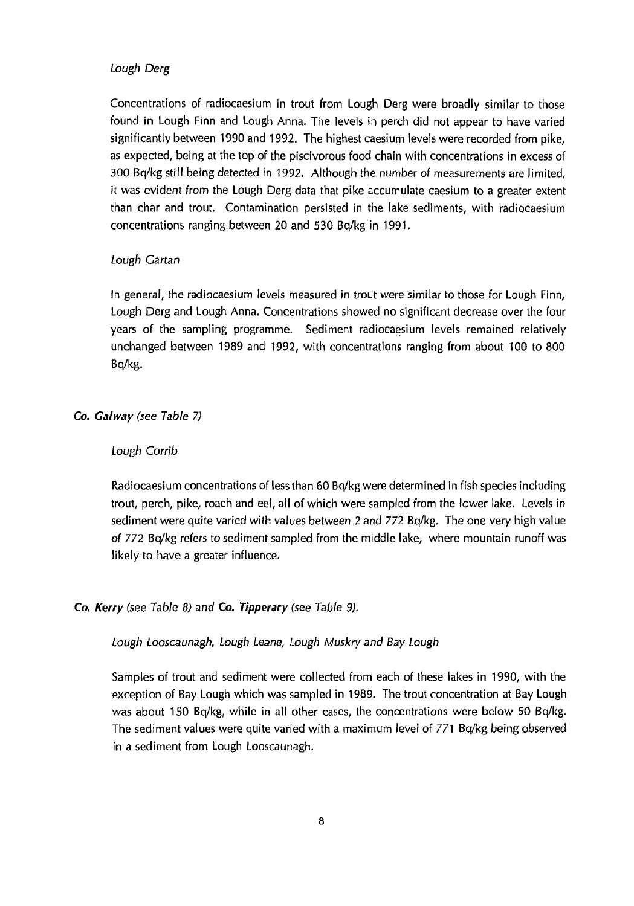*Lough Derg*

Concentrations of radiocaesium in trout from Lough Derg were broadly similar to those found in Lough Finn and Lough Anna. The levels in perch did not appear to have varied significantly between 1990 and 1992. The highest caesium levels were recorded from pike, as expected, being at the top of the piscivorous food chain with concentrations in excess of 300 Bq/kg still being detected in 1992. Although the number of measurements are limited, it was evident from the Lough Derg data that pike accumulate caesium to a greater extent than char and trout. Contamination persisted in the lake sediments, with radiocaesium concentrations ranging between 20 and 530 Bq/kg in 1991.

*Lough Gartan*

In general, the radiocaesium levels measured in trout were similar to those for Lough Finn, Lough Derg and Lough Anna. Concentrations showed no significant decrease over the four years of the sampling programme. Sediment radiocaesium levels remained relatively unchanged between 1989 and 1992, with concentrations ranging from about 100 to 800 Bq/kg.

***Co. Galway*** *(see Table 7)*

*Lough Corrib*

Radiocaesium concentrations of less than 60 Bq/kg were determined in fish species including trout, perch, pike, roach and eel, all of which were sampled from the lower lake. Levels in sediment were quite varied with values between 2 and 772 Bq/kg. The one very high value of 772 Bq/kg refers to sediment sampled from the middle lake, where mountain runoff was likely to have a greater influence.

***Co. Kerry*** *(see Table 8)* and ***Co. Tipperary*** *(see Table 9).*

*Lough Looscaunagh, Lough Leane, Lough Muskry and Bay Lough*

Samples of trout and sediment were collected from each of these lakes in 1990, with the exception of Bay Lough which was sampled in 1989. The trout concentration at Bay Lough was about 150 Bq/kg, while in all other cases, the concentrations were below 50 Bq/kg. The sediment values were quite varied with a maximum level of 771 Bq/kg being observed in a sediment from Lough Looscaunagh.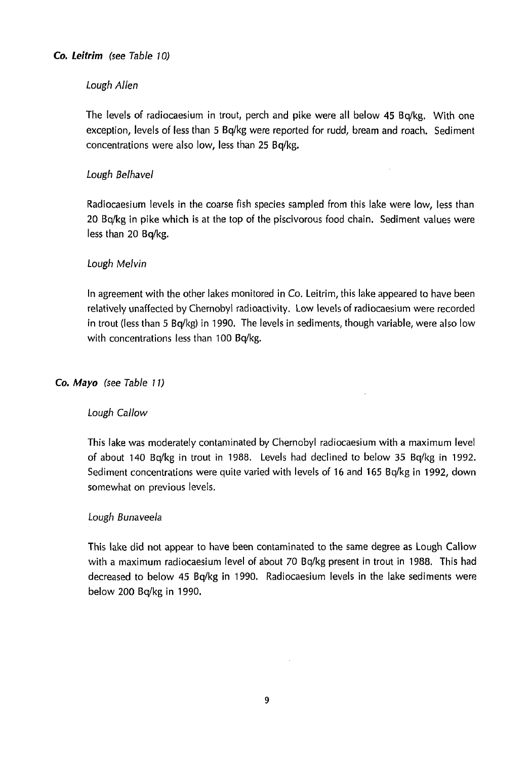### *Co. Leitrim* *(see Table 10)*

#### *Lough Allen*

The levels of radiocaesium in trout, perch and pike were all below 45 Bq/kg. With one exception, levels of less than 5 Bq/kg were reported for rudd, bream and roach. Sediment concentrations were also low, less than 25 Bq/kg.

#### *Lough Belhavel*

Radiocaesium levels in the coarse fish species sampled from this lake were low, less than 20 Bq/kg in pike which is at the top of the piscivorous food chain. Sediment values were less than 20 Bq/kg.

#### *Lough Melvin*

In agreement with the other lakes monitored in Co. Leitrim, this lake appeared to have been relatively unaffected by Chernobyl radioactivity. Low levels of radiocaesium were recorded in trout (less than 5 Bq/kg) in 1990. The levels in sediments, though variable, were also low with concentrations less than 100 Bq/kg.

### *Co. Mayo* *(see Table 11)*

#### *Lough Callow*

This lake was moderately contaminated by Chernobyl radiocaesium with a maximum level of about 140 Bq/kg in trout in 1988. Levels had declined to below 35 Bq/kg in 1992. Sediment concentrations were quite varied with levels of 16 and 165 Bq/kg in 1992, down somewhat on previous levels.

#### *Lough Bunaveela*

This lake did not appear to have been contaminated to the same degree as Lough Callow with a maximum radiocaesium level of about 70 Bq/kg present in trout in 1988. This had decreased to below 45 Bq/kg in 1990. Radiocaesium levels in the lake sediments were below 200 Bq/kg in 1990.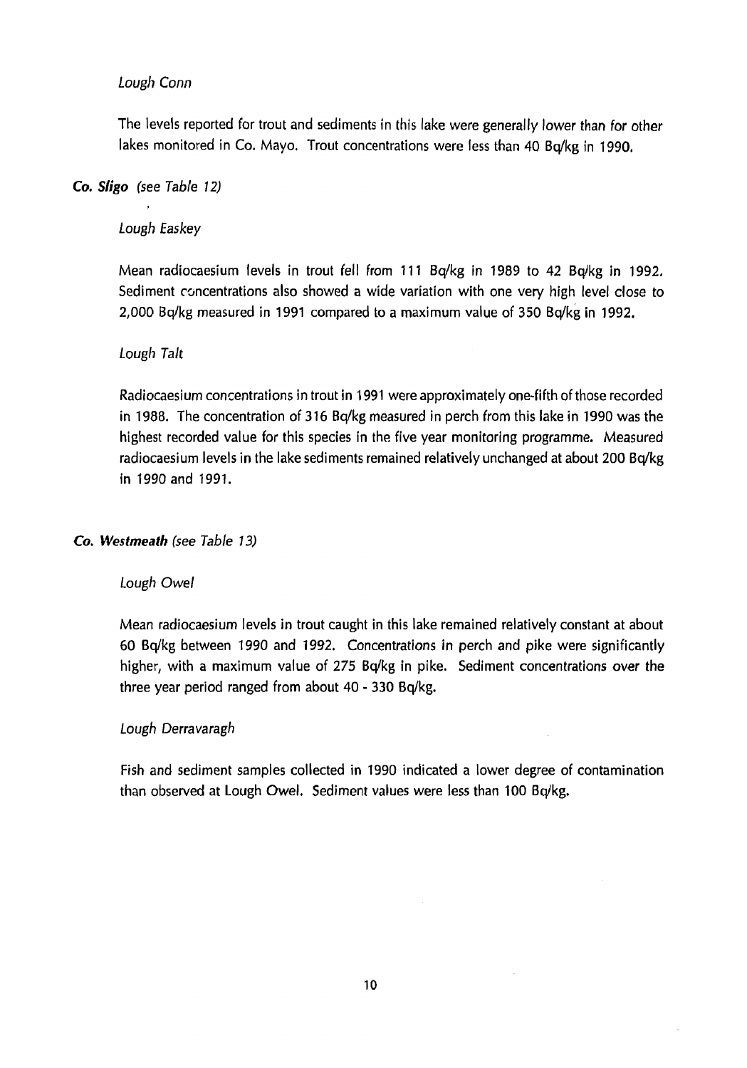*Lough Conn*

The levels reported for trout and sediments in this lake were generally lower than for other lakes monitored in Co. Mayo. Trout concentrations were less than 40 Bq/kg in 1990.

***Co. Sligo*** *(see Table 12)*

*Lough Easkey*

Mean radiocaesium levels in trout fell from 111 Bq/kg in 1989 to 42 Bq/kg in 1992. Sediment concentrations also showed a wide variation with one very high level close to 2,000 Bq/kg measured in 1991 compared to a maximum value of 350 Bq/kg in 1992.

*Lough Talt*

Radiocaesium concentrations in trout in 1991 were approximately one-fifth of those recorded in 1988. The concentration of 316 Bq/kg measured in perch from this lake in 1990 was the highest recorded value for this species in the five year monitoring programme. Measured radiocaesium levels in the lake sediments remained relatively unchanged at about 200 Bq/kg in 1990 and 1991.

***Co. Westmeath*** *(see Table 13)*

*Lough Owel*

Mean radiocaesium levels in trout caught in this lake remained relatively constant at about 60 Bq/kg between 1990 and 1992. Concentrations in perch and pike were significantly higher, with a maximum value of 275 Bq/kg in pike. Sediment concentrations over the three year period ranged from about 40 - 330 Bq/kg.

*Lough Derravaragh*

Fish and sediment samples collected in 1990 indicated a lower degree of contamination than observed at Lough Owel. Sediment values were less than 100 Bq/kg.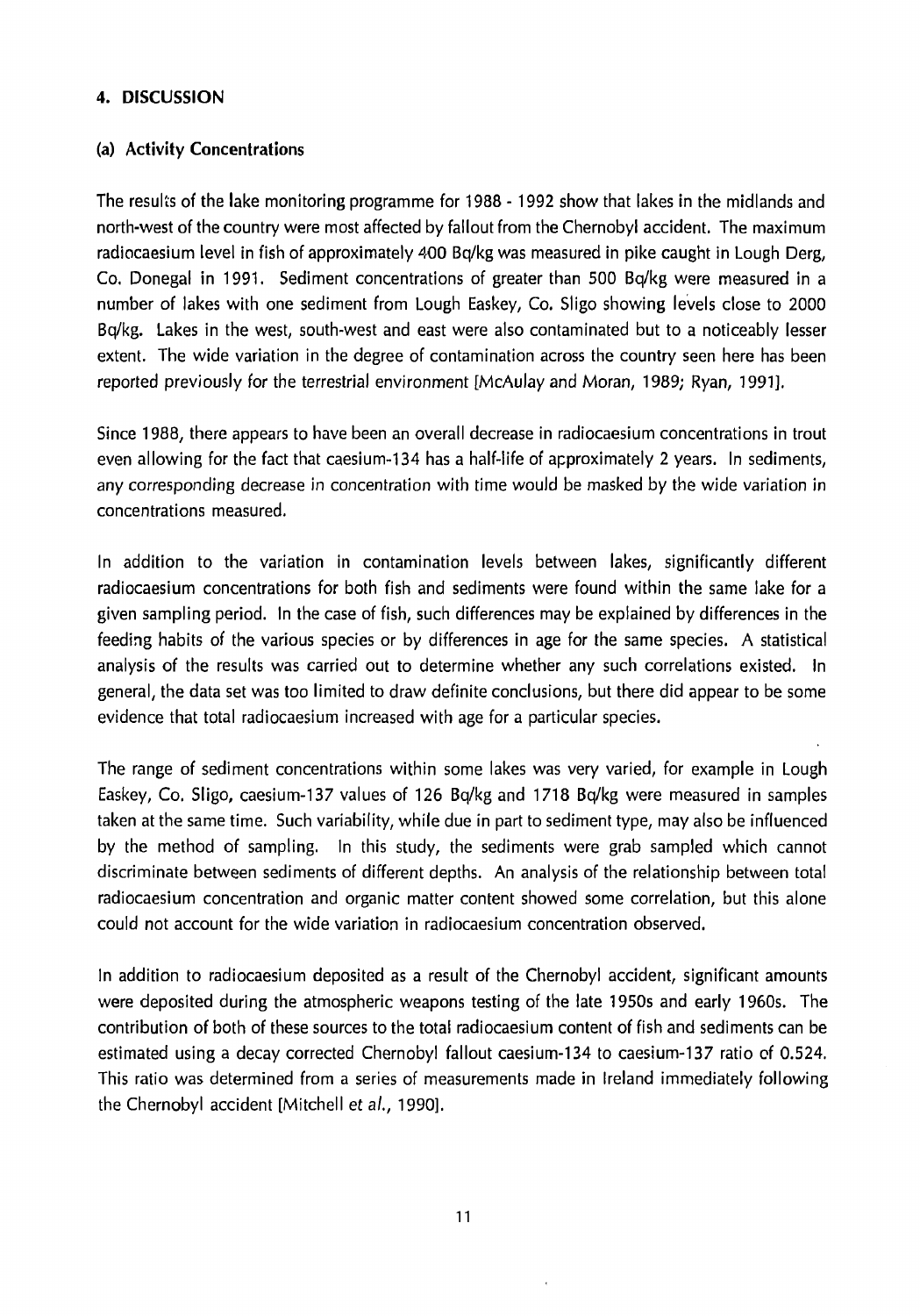## 4. DISCUSSION

### (a) Activity Concentrations

The results of the lake monitoring programme for 1988 - 1992 show that lakes in the midlands and north-west of the country were most affected by fallout from the Chernobyl accident. The maximum radiocaesium level in fish of approximately 400 Bq/kg was measured in pike caught in Lough Derg, Co. Donegal in 1991. Sediment concentrations of greater than 500 Bq/kg were measured in a number of lakes with one sediment from Lough Easkey, Co. Sligo showing levels close to 2000 Bq/kg. Lakes in the west, south-west and east were also contaminated but to a noticeably lesser extent. The wide variation in the degree of contamination across the country seen here has been reported previously for the terrestrial environment [McAulay and Moran, 1989; Ryan, 1991].

Since 1988, there appears to have been an overall decrease in radiocaesium concentrations in trout even allowing for the fact that caesium-134 has a half-life of approximately 2 years. In sediments, any corresponding decrease in concentration with time would be masked by the wide variation in concentrations measured.

In addition to the variation in contamination levels between lakes, significantly different radiocaesium concentrations for both fish and sediments were found within the same lake for a given sampling period. In the case of fish, such differences may be explained by differences in the feeding habits of the various species or by differences in age for the same species. A statistical analysis of the results was carried out to determine whether any such correlations existed. In general, the data set was too limited to draw definite conclusions, but there did appear to be some evidence that total radiocaesium increased with age for a particular species.

The range of sediment concentrations within some lakes was very varied, for example in Lough Easkey, Co. Sligo, caesium-137 values of 126 Bq/kg and 1718 Bq/kg were measured in samples taken at the same time. Such variability, while due in part to sediment type, may also be influenced by the method of sampling. In this study, the sediments were grab sampled which cannot discriminate between sediments of different depths. An analysis of the relationship between total radiocaesium concentration and organic matter content showed some correlation, but this alone could not account for the wide variation in radiocaesium concentration observed.

In addition to radiocaesium deposited as a result of the Chernobyl accident, significant amounts were deposited during the atmospheric weapons testing of the late 1950s and early 1960s. The contribution of both of these sources to the total radiocaesium content of fish and sediments can be estimated using a decay corrected Chernobyl fallout caesium-134 to caesium-137 ratio of 0.524. This ratio was determined from a series of measurements made in Ireland immediately following the Chernobyl accident [Mitchell *et al.*, 1990].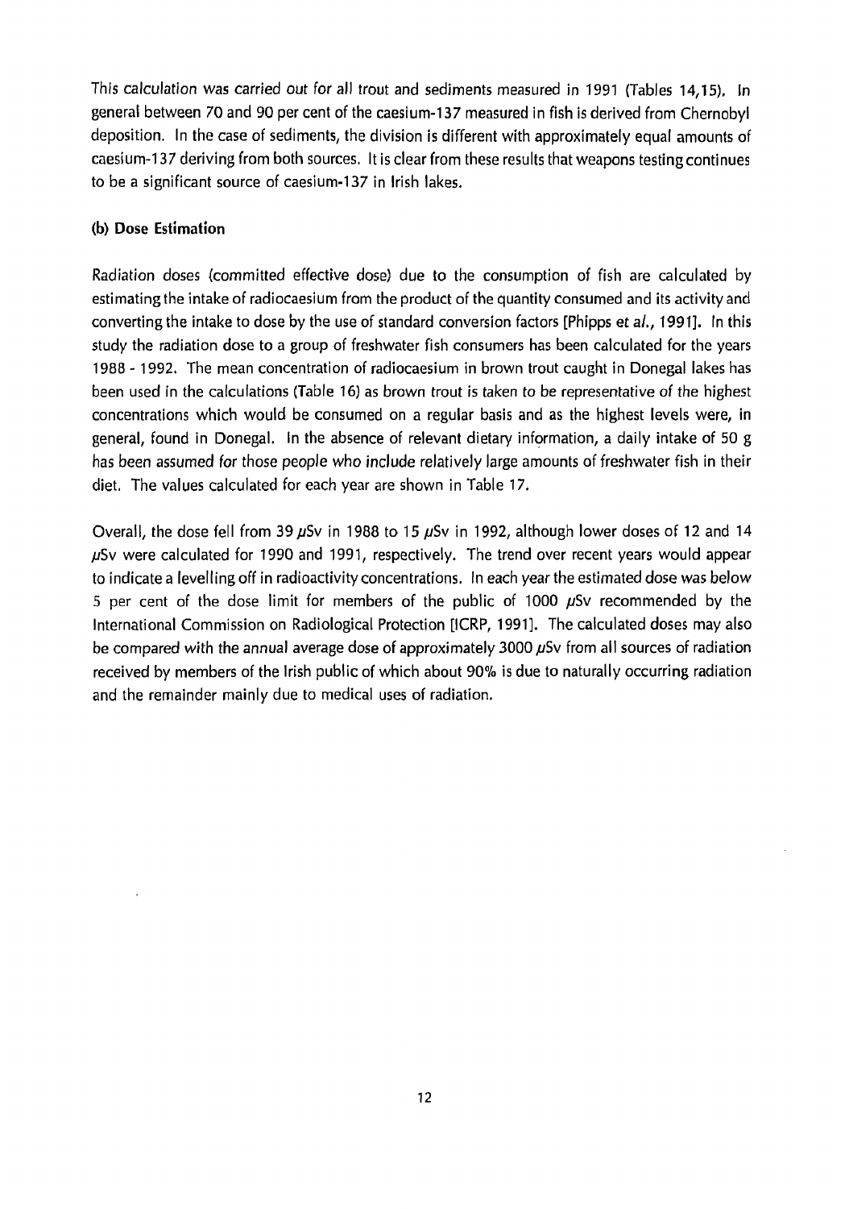This calculation was carried out for all trout and sediments measured in 1991 (Tables 14,15). In general between 70 and 90 per cent of the caesium-137 measured in fish is derived from Chernobyl deposition. In the case of sediments, the division is different with approximately equal amounts of caesium-137 deriving from both sources. It is clear from these results that weapons testing continues to be a significant source of caesium-137 in Irish lakes.

### (b) Dose Estimation

Radiation doses (committed effective dose) due to the consumption of fish are calculated by estimating the intake of radiocaesium from the product of the quantity consumed and its activity and converting the intake to dose by the use of standard conversion factors [Phipps *et al.*, 1991]. In this study the radiation dose to a group of freshwater fish consumers has been calculated for the years 1988 - 1992. The mean concentration of radiocaesium in brown trout caught in Donegal lakes has been used in the calculations (Table 16) as brown trout is taken to be representative of the highest concentrations which would be consumed on a regular basis and as the highest levels were, in general, found in Donegal. In the absence of relevant dietary information, a daily intake of 50 g has been assumed for those people who include relatively large amounts of freshwater fish in their diet. The values calculated for each year are shown in Table 17.

Overall, the dose fell from 39 $\mu$Sv in 1988 to 15 $\mu$Sv in 1992, although lower doses of 12 and 14 $\mu$Sv were calculated for 1990 and 1991, respectively. The trend over recent years would appear to indicate a levelling off in radioactivity concentrations. In each year the estimated dose was below 5 per cent of the dose limit for members of the public of 1000 $\mu$Sv recommended by the International Commission on Radiological Protection [ICRP, 1991]. The calculated doses may also be compared with the annual average dose of approximately 3000 $\mu$Sv from all sources of radiation received by members of the Irish public of which about 90% is due to naturally occurring radiation and the remainder mainly due to medical uses of radiation.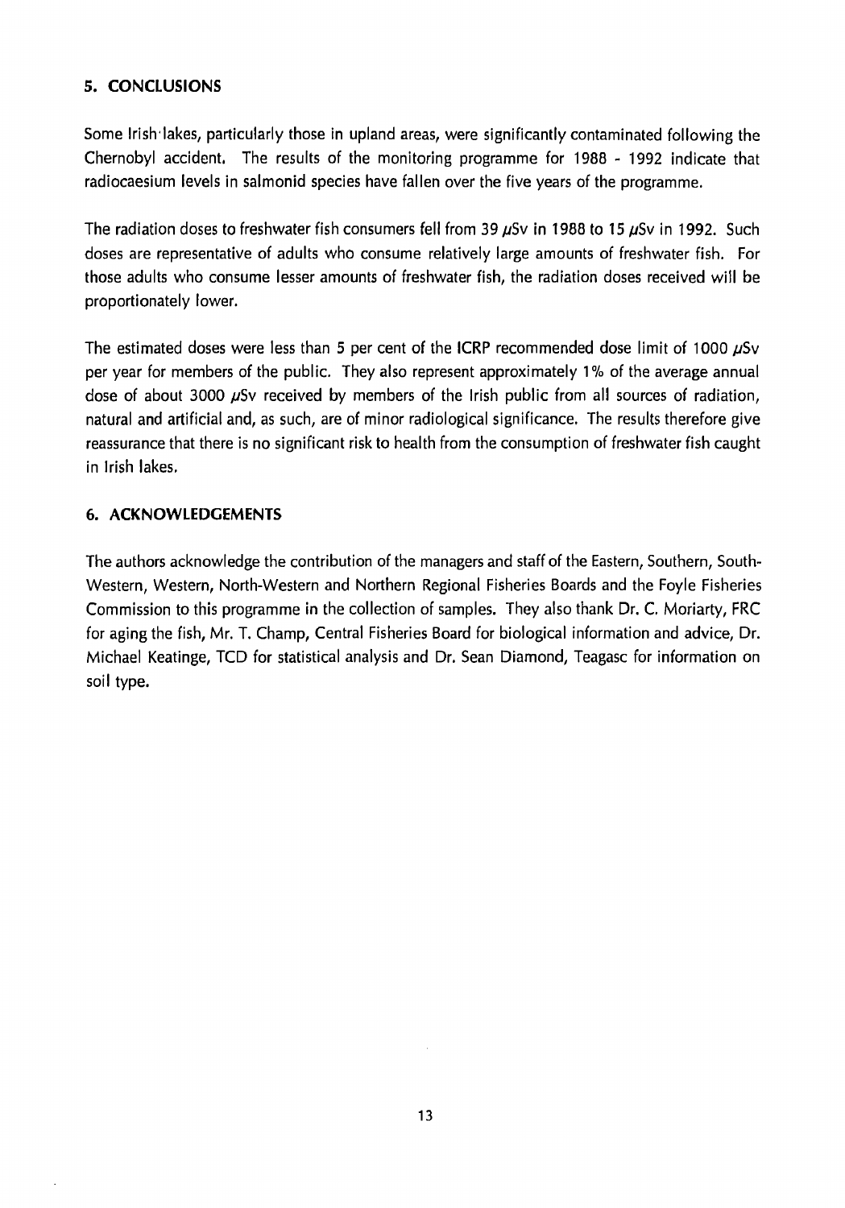## 5. CONCLUSIONS

Some Irish lakes, particularly those in upland areas, were significantly contaminated following the Chernobyl accident. The results of the monitoring programme for 1988 - 1992 indicate that radiocaesium levels in salmonid species have fallen over the five years of the programme.

The radiation doses to freshwater fish consumers fell from 39 $\mu$Sv in 1988 to 15 $\mu$Sv in 1992. Such doses are representative of adults who consume relatively large amounts of freshwater fish. For those adults who consume lesser amounts of freshwater fish, the radiation doses received will be proportionately lower.

The estimated doses were less than 5 per cent of the ICRP recommended dose limit of 1000 $\mu$Sv per year for members of the public. They also represent approximately 1% of the average annual dose of about 3000 $\mu$Sv received by members of the Irish public from all sources of radiation, natural and artificial and, as such, are of minor radiological significance. The results therefore give reassurance that there is no significant risk to health from the consumption of freshwater fish caught in Irish lakes.

## 6. ACKNOWLEDGEMENTS

The authors acknowledge the contribution of the managers and staff of the Eastern, Southern, South-Western, Western, North-Western and Northern Regional Fisheries Boards and the Foyle Fisheries Commission to this programme in the collection of samples. They also thank Dr. C. Moriarty, FRC for aging the fish, Mr. T. Champ, Central Fisheries Board for biological information and advice, Dr. Michael Keatinge, TCD for statistical analysis and Dr. Sean Diamond, Teagasc for information on soil type.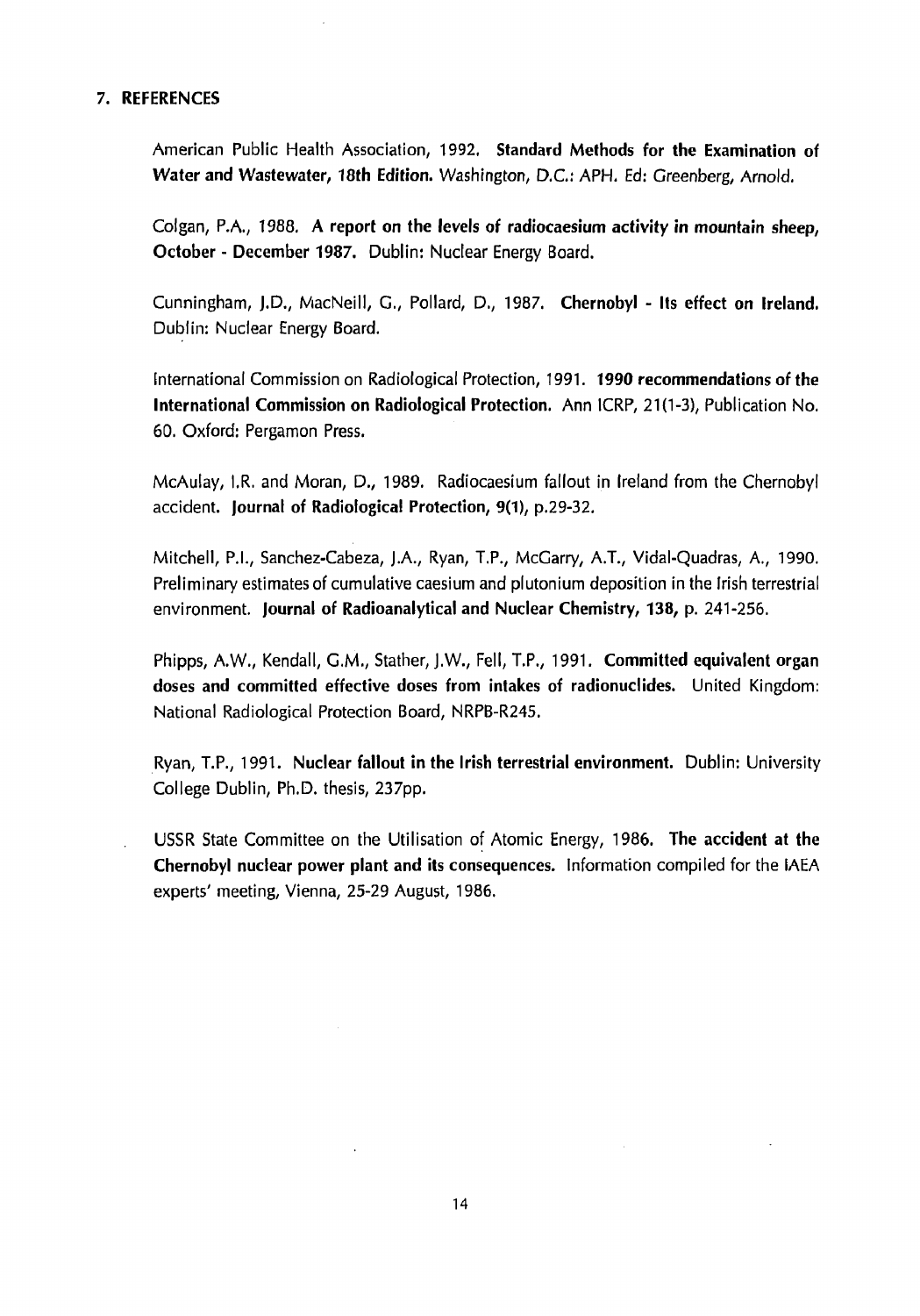## 7. REFERENCES

American Public Health Association, 1992. **Standard Methods for the Examination of Water and Wastewater, 18th Edition.** Washington, D.C.: APH. Ed: Greenberg, Arnold.

Colgan, P.A., 1988. **A report on the levels of radiocaesium activity in mountain sheep, October - December 1987.** Dublin: Nuclear Energy Board.

Cunningham, J.D., MacNeill, G., Pollard, D., 1987. **Chernobyl - Its effect on Ireland.** Dublin: Nuclear Energy Board.

International Commission on Radiological Protection, 1991. **1990 recommendations of the International Commission on Radiological Protection.** Ann ICRP, 21(1-3), Publication No. 60. Oxford: Pergamon Press.

McAulay, I.R. and Moran, D., 1989. Radiocaesium fallout in Ireland from the Chernobyl accident. **Journal of Radiological Protection, 9(1)**, p.29-32.

Mitchell, P.I., Sanchez-Cabeza, J.A., Ryan, T.P., McGarry, A.T., Vidal-Quadras, A., 1990. Preliminary estimates of cumulative caesium and plutonium deposition in the Irish terrestrial environment. **Journal of Radioanalytical and Nuclear Chemistry, 138,** p. 241-256.

Phipps, A.W., Kendall, G.M., Stather, J.W., Fell, T.P., 1991. **Committed equivalent organ doses and committed effective doses from intakes of radionuclides.** United Kingdom: National Radiological Protection Board, NRPB-R245.

Ryan, T.P., 1991. **Nuclear fallout in the Irish terrestrial environment.** Dublin: University College Dublin, Ph.D. thesis, 237pp.

USSR State Committee on the Utilisation of Atomic Energy, 1986. **The accident at the Chernobyl nuclear power plant and its consequences.** Information compiled for the IAEA experts' meeting, Vienna, 25-29 August, 1986.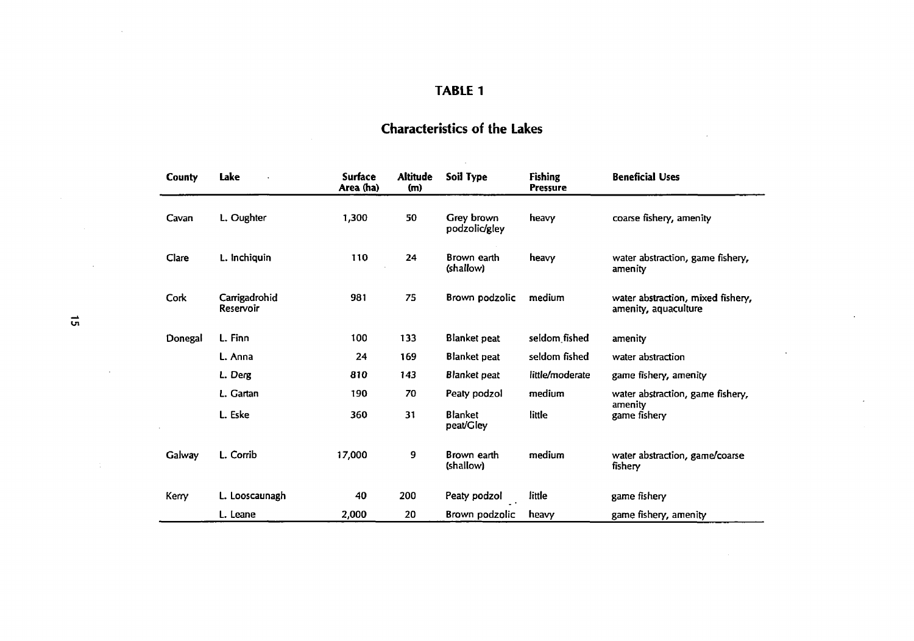# TABLE 1

## Characteristics of the Lakes

| County | Lake | Surface Area (ha) | Altitude (m) | Soil Type | Fishing Pressure | Beneficial Uses |
|---|---|---|---|---|---|---|
| Cavan | L. Oughter | 1,300 | 50 | Grey brown podzolic/gley | heavy | coarse fishery, amenity |
| Clare | L. Inchiquin | 110 | 24 | Brown earth (shallow) | heavy | water abstraction, game fishery, amenity |
| Cork | Carrigadrohid Reservoir | 981 | 75 | Brown podzolic | medium | water abstraction, mixed fishery, amenity, aquaculture |
| Donegal | L. Finn | 100 | 133 | Blanket peat | seldom fished | amenity |
| | L. Anna | 24 | 169 | Blanket peat | seldom fished | water abstraction |
| | L. Derg | 810 | 143 | Blanket peat | little/moderate | game fishery, amenity |
| | L. Gartan | 190 | 70 | Peaty podzol | medium | water abstraction, game fishery, amenity |
| | L. Eske | 360 | 31 | Blanket peat/Gley | little | game fishery |
| Galway | L. Corrib | 17,000 | 9 | Brown earth (shallow) | medium | water abstraction, game/coarse fishery |
| Kerry | L. Looscaunagh | 40 | 200 | Peaty podzol | little | game fishery |
| | L. Leane | 2,000 | 20 | Brown podzolic | heavy | game fishery, amenity |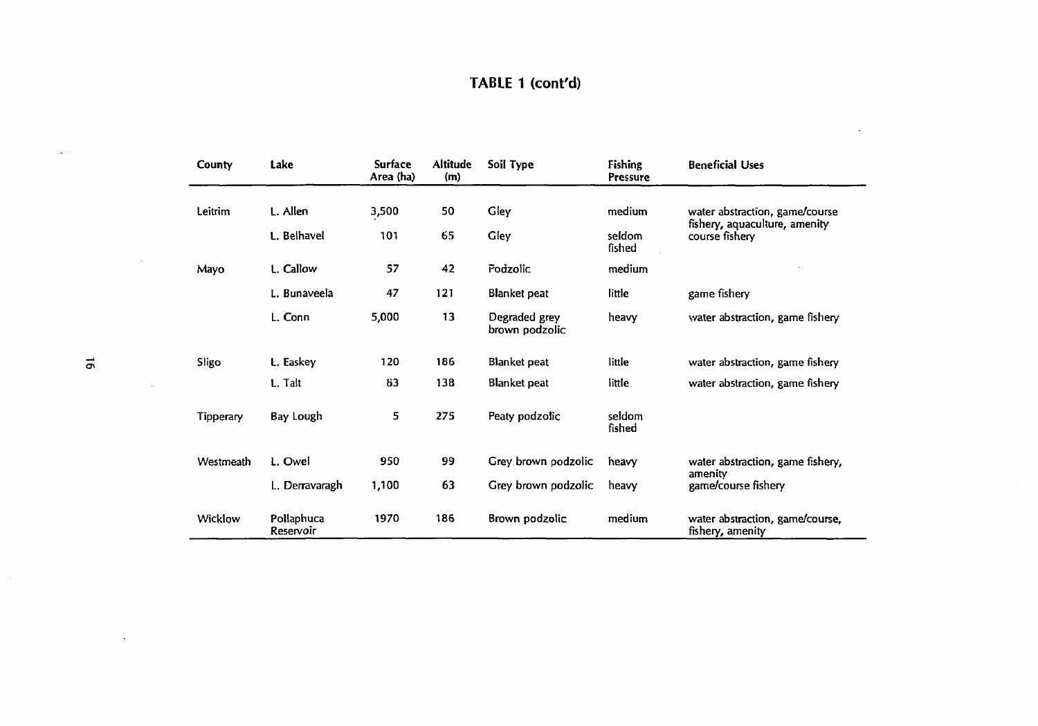## TABLE 1 (cont'd)

| County | Lake | Surface Area (ha) | Altitude (m) | Soil Type | Fishing Pressure | Beneficial Uses |
|---|---|---|---|---|---|---|
| Leitrim | L. Allen | 3,500 | 50 | Gley | medium | water abstraction, game/course fishery, aquaculture, amenity |
| | L. Belhavel | 101 | 65 | Gley | seldom fished | course fishery |
| Mayo | L. Callow | 57 | 42 | Podzolic | medium | |
| | L. Bunaveela | 47 | 121 | Blanket peat | little | game fishery |
| | L. Conn | 5,000 | 13 | Degraded grey brown podzolic | heavy | water abstraction, game fishery |
| Sligo | L. Easkey | 120 | 186 | Blanket peat | little | water abstraction, game fishery |
| | L. Talt | 83 | 138 | Blanket peat | little | water abstraction, game fishery |
| Tipperary | Bay Lough | 5 | 275 | Peaty podzolic | seldom fished | |
| Westmeath | L. Owel | 950 | 99 | Grey brown podzolic | heavy | water abstraction, game fishery, amenity |
| | L. Derravaragh | 1,100 | 63 | Grey brown podzolic | heavy | game/course fishery |
| Wicklow | Pollaphuca Reservoir | 1970 | 186 | Brown podzolic | medium | water abstraction, game/course, fishery, amenity |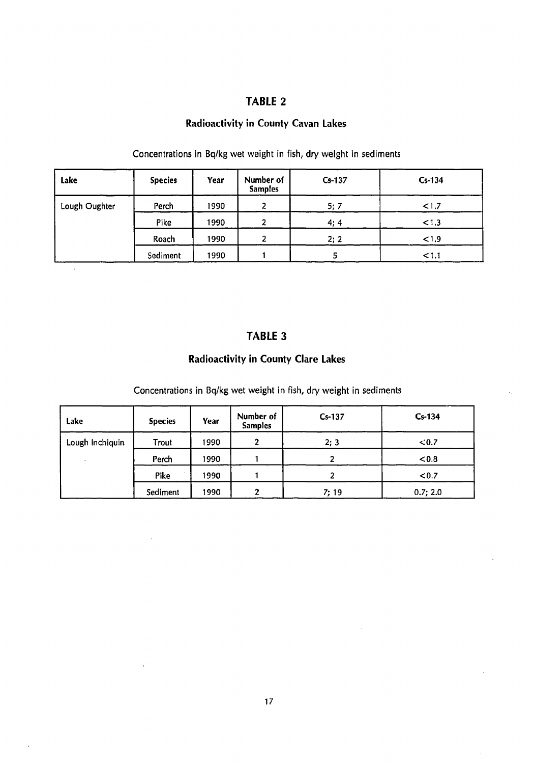## TABLE 2

### Radioactivity in County Cavan Lakes

Concentrations in Bq/kg wet weight in fish, dry weight in sediments

| Lake | Species | Year | Number of Samples | Cs-137 | Cs-134 |
|---|---|---|---|---|---|
| Lough Oughter | Perch | 1990 | 2 | 5; 7 | <1.7 |
| | Pike | 1990 | 2 | 4; 4 | <1.3 |
| | Roach | 1990 | 2 | 2; 2 | <1.9 |
| | Sediment | 1990 | 1 | 5 | <1.1 |

## TABLE 3

### Radioactivity in County Clare Lakes

Concentrations in Bq/kg wet weight in fish, dry weight in sediments

| Lake | Species | Year | Number of Samples | Cs-137 | Cs-134 |
|---|---|---|---|---|---|
| Lough Inchiquin | Trout | 1990 | 2 | 2; 3 | <0.7 |
| | Perch | 1990 | 1 | 2 | <0.8 |
| | Pike | 1990 | 1 | 2 | <0.7 |
| | Sediment | 1990 | 2 | 7; 19 | 0.7; 2.0 |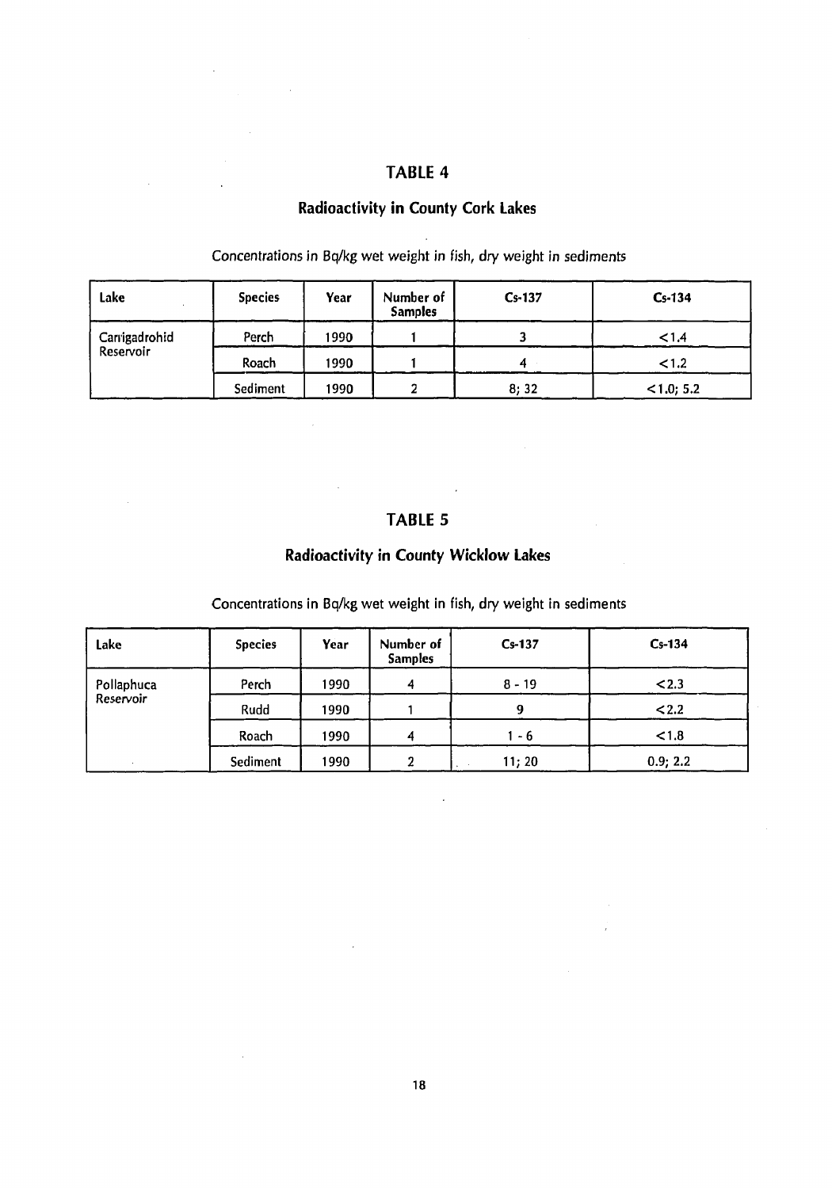## TABLE 4

### Radioactivity in County Cork Lakes

Concentrations in Bq/kg wet weight in fish, dry weight in sediments

| Lake | Species | Year | Number of Samples | Cs-137 | Cs-134 |
|---|---|---|---|---|---|
| Carrigadrohid Reservoir | Perch | 1990 | 1 | 3 | <1.4 |
| | Roach | 1990 | 1 | 4 | <1.2 |
| | Sediment | 1990 | 2 | 8; 32 | <1.0; 5.2 |

## TABLE 5

### Radioactivity in County Wicklow Lakes

Concentrations in Bq/kg wet weight in fish, dry weight in sediments

| Lake | Species | Year | Number of Samples | Cs-137 | Cs-134 |
|---|---|---|---|---|---|
| Pollaphuca Reservoir | Perch | 1990 | 4 | 8 - 19 | <2.3 |
| | Rudd | 1990 | 1 | 9 | <2.2 |
| | Roach | 1990 | 4 | 1 - 6 | <1.8 |
| | Sediment | 1990 | 2 | 11; 20 | 0.9; 2.2 |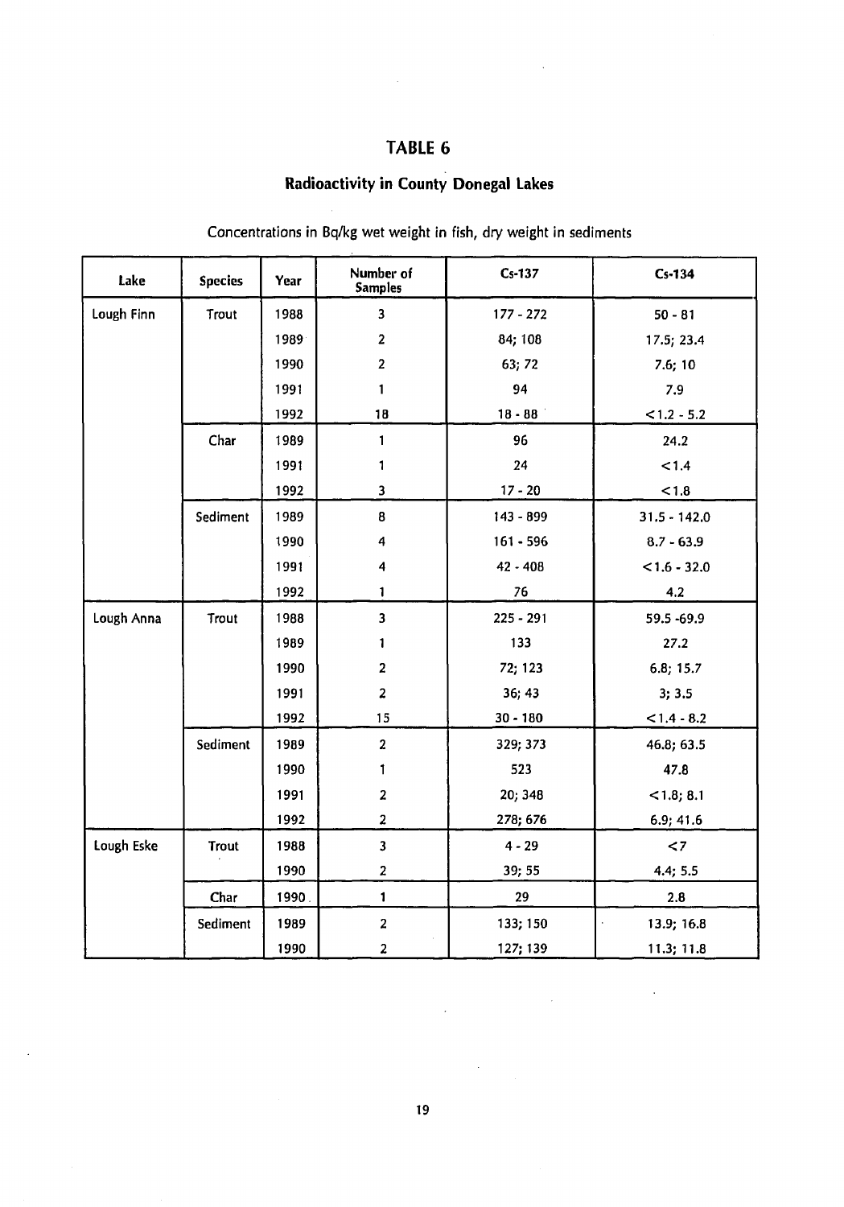# TABLE 6

## Radioactivity in County Donegal Lakes

Concentrations in Bq/kg wet weight in fish, dry weight in sediments

| Lake | Species | Year | Number of Samples | Cs-137 | Cs-134 |
|---|---|---|---|---|---|
| Lough Finn | Trout | 1988 | 3 | 177 - 272 | 50 - 81 |
| | | 1989 | 2 | 84; 108 | 17.5; 23.4 |
| | | 1990 | 2 | 63; 72 | 7.6; 10 |
| | | 1991 | 1 | 94 | 7.9 |
| | | 1992 | 18 | 18 - 88 | <1.2 - 5.2 |
| | Char | 1989 | 1 | 96 | 24.2 |
| | | 1991 | 1 | 24 | <1.4 |
| | | 1992 | 3 | 17 - 20 | <1.8 |
| | Sediment | 1989 | 8 | 143 - 899 | 31.5 - 142.0 |
| | | 1990 | 4 | 161 - 596 | 8.7 - 63.9 |
| | | 1991 | 4 | 42 - 408 | <1.6 - 32.0 |
| | | 1992 | 1 | 76 | 4.2 |
| Lough Anna | Trout | 1988 | 3 | 225 - 291 | 59.5 -69.9 |
| | | 1989 | 1 | 133 | 27.2 |
| | | 1990 | 2 | 72; 123 | 6.8; 15.7 |
| | | 1991 | 2 | 36; 43 | 3; 3.5 |
| | | 1992 | 15 | 30 - 180 | <1.4 - 8.2 |
| | Sediment | 1989 | 2 | 329; 373 | 46.8; 63.5 |
| | | 1990 | 1 | 523 | 47.8 |
| | | 1991 | 2 | 20; 348 | <1.8; 8.1 |
| | | 1992 | 2 | 278; 676 | 6.9; 41.6 |
| Lough Eske | Trout | 1988 | 3 | 4 - 29 | <7 |
| | | 1990 | 2 | 39; 55 | 4.4; 5.5 |
| | Char | 1990 | 1 | 29 | 2.8 |
| | Sediment | 1989 | 2 | 133; 150 | 13.9; 16.8 |
| | | 1990 | 2 | 127; 139 | 11.3; 11.8 |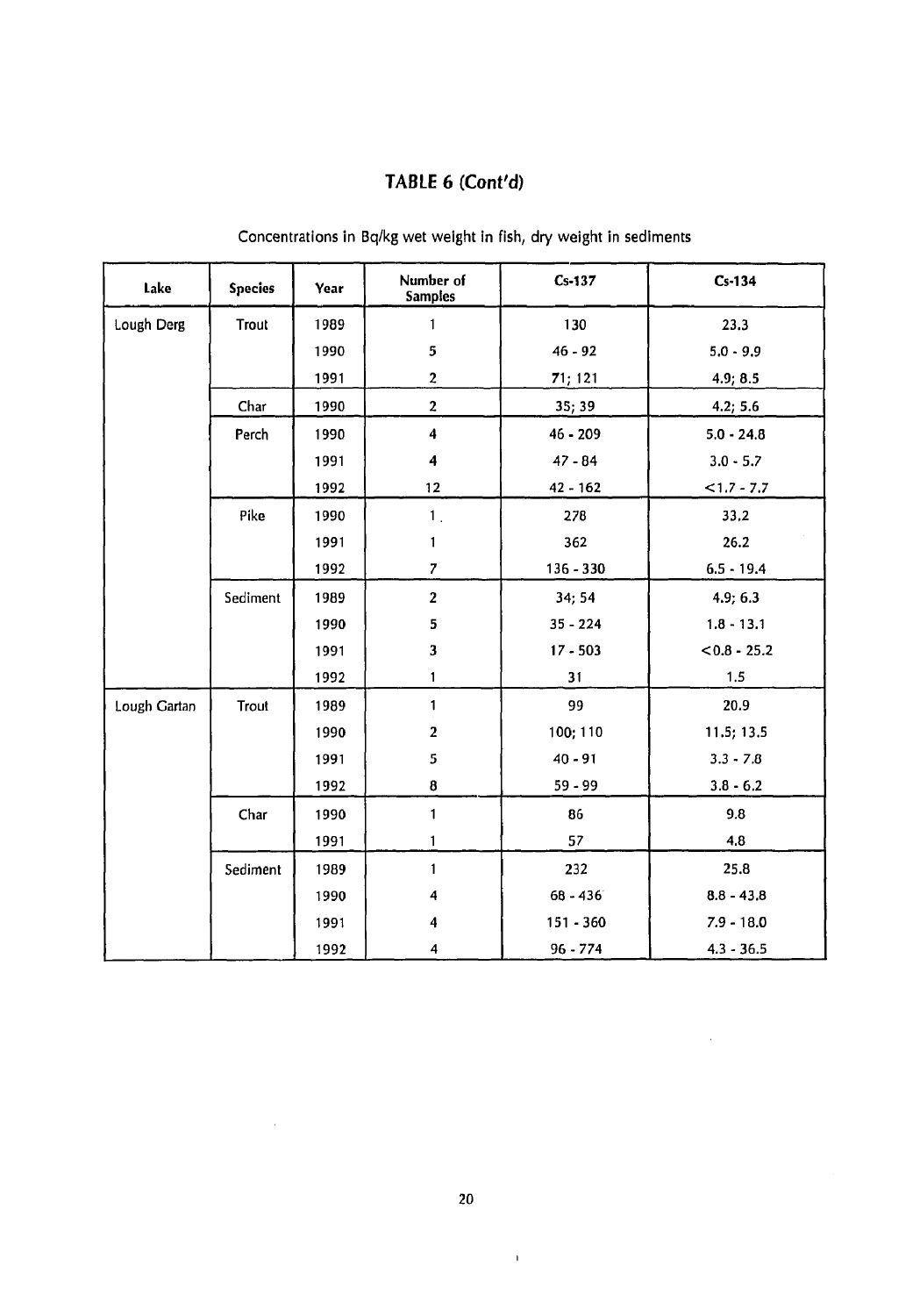# TABLE 6 (Cont'd)

Concentrations in Bq/kg wet weight in fish, dry weight in sediments

| Lake | Species | Year | Number of Samples | Cs-137 | Cs-134 |
|---|---|---|---|---|---|
| Lough Derg | Trout | 1989 | 1 | 130 | 23.3 |
| | | 1990 | 5 | 46 - 92 | 5.0 - 9.9 |
| | | 1991 | 2 | 71; 121 | 4.9; 8.5 |
| | Char | 1990 | 2 | 35; 39 | 4.2; 5.6 |
| | Perch | 1990 | 4 | 46 - 209 | 5.0 - 24.8 |
| | | 1991 | 4 | 47 - 84 | 3.0 - 5.7 |
| | | 1992 | 12 | 42 - 162 | <1.7 - 7.7 |
| | Pike | 1990 | 1 | 278 | 33.2 |
| | | 1991 | 1 | 362 | 26.2 |
| | | 1992 | 7 | 136 - 330 | 6.5 - 19.4 |
| | Sediment | 1989 | 2 | 34; 54 | 4.9; 6.3 |
| | | 1990 | 5 | 35 - 224 | 1.8 - 13.1 |
| | | 1991 | 3 | 17 - 503 | <0.8 - 25.2 |
| | | 1992 | 1 | 31 | 1.5 |
| Lough Gartan | Trout | 1989 | 1 | 99 | 20.9 |
| | | 1990 | 2 | 100; 110 | 11.5; 13.5 |
| | | 1991 | 5 | 40 - 91 | 3.3 - 7.8 |
| | | 1992 | 8 | 59 - 99 | 3.8 - 6.2 |
| | Char | 1990 | 1 | 86 | 9.8 |
| | | 1991 | 1 | 57 | 4.8 |
| | Sediment | 1989 | 1 | 232 | 25.8 |
| | | 1990 | 4 | 68 - 436 | 8.8 - 43.8 |
| | | 1991 | 4 | 151 - 360 | 7.9 - 18.0 |
| | | 1992 | 4 | 96 - 774 | 4.3 - 36.5 |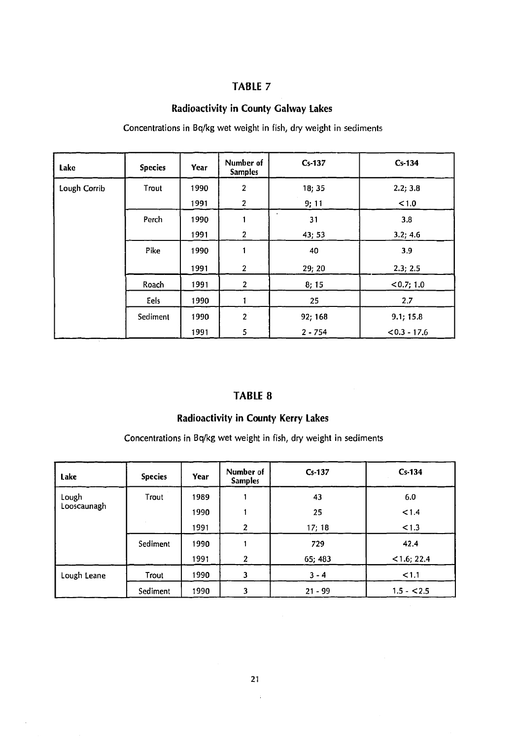## TABLE 7

### Radioactivity in County Galway Lakes

Concentrations in Bq/kg wet weight in fish, dry weight in sediments

| Lake | Species | Year | Number of Samples | Cs-137 | Cs-134 |
|---|---|---|---|---|---|
| Lough Corrib | Trout | 1990 | 2 | 18; 35 | 2.2; 3.8 |
| | | 1991 | 2 | 9; 11 | <1.0 |
| | Perch | 1990 | 1 | 31 | 3.8 |
| | | 1991 | 2 | 43; 53 | 3.2; 4.6 |
| | Pike | 1990 | 1 | 40 | 3.9 |
| | | 1991 | 2 | 29; 20 | 2.3; 2.5 |
| | Roach | 1991 | 2 | 8; 15 | <0.7; 1.0 |
| | Eels | 1990 | 1 | 25 | 2.7 |
| | Sediment | 1990 | 2 | 92; 168 | 9.1; 15.8 |
| | | 1991 | 5 | 2 - 754 | <0.3 - 17.6 |

## TABLE 8

### Radioactivity in County Kerry Lakes

Concentrations in Bq/kg wet weight in fish, dry weight in sediments

| Lake | Species | Year | Number of Samples | Cs-137 | Cs-134 |
|---|---|---|---|---|---|
| Lough Looscaunagh | Trout | 1989 | 1 | 43 | 6.0 |
| | | 1990 | 1 | 25 | <1.4 |
| | | 1991 | 2 | 17; 18 | <1.3 |
| | Sediment | 1990 | 1 | 729 | 42.4 |
| | | 1991 | 2 | 65; 483 | <1.6; 22.4 |
| Lough Leane | Trout | 1990 | 3 | 3 - 4 | <1.1 |
| | Sediment | 1990 | 3 | 21 - 99 | 1.5 - <2.5 |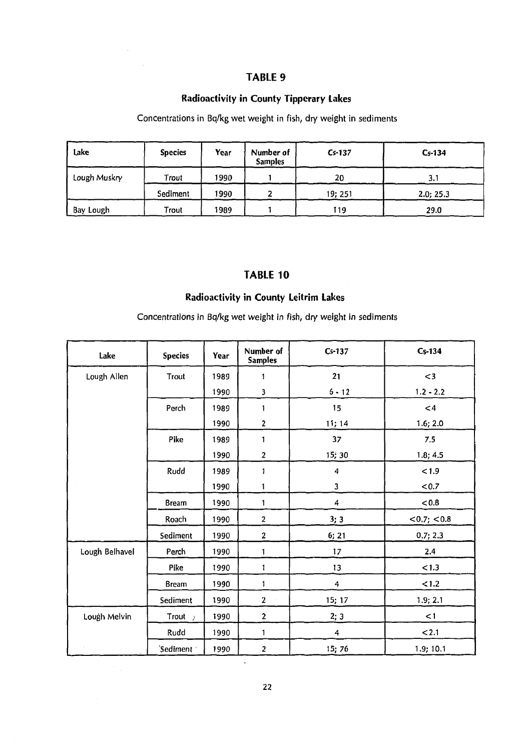## TABLE 9

### Radioactivity in County Tipperary Lakes

Concentrations in Bq/kg wet weight in fish, dry weight in sediments

| Lake | Species | Year | Number of Samples | Cs-137 | Cs-134 |
|---|---|---|---|---|---|
| Lough Muskry | Trout | 1990 | 1 | 20 | 3.1 |
| | Sediment | 1990 | 2 | 19; 251 | 2.0; 25.3 |
| Bay Lough | Trout | 1989 | 1 | 119 | 29.0 |

## TABLE 10

### Radioactivity in County Leitrim Lakes

Concentrations in Bq/kg wet weight in fish, dry weight in sediments

| Lake | Species | Year | Number of Samples | Cs-137 | Cs-134 |
|---|---|---|---|---|---|
| Lough Allen | Trout | 1989 | 1 | 21 | <3 |
| | | 1990 | 3 | 6 - 12 | 1.2 - 2.2 |
| | Perch | 1989 | 1 | 15 | <4 |
| | | 1990 | 2 | 11; 14 | 1.6; 2.0 |
| | Pike | 1989 | 1 | 37 | 7.5 |
| | | 1990 | 2 | 15; 30 | 1.8; 4.5 |
| | Rudd | 1989 | 1 | 4 | <1.9 |
| | | 1990 | 1 | 3 | <0.7 |
| | Bream | 1990 | 1 | 4 | <0.8 |
| | Roach | 1990 | 2 | 3; 3 | <0.7; <0.8 |
| | Sediment | 1990 | 2 | 6; 21 | 0.7; 2.3 |
| Lough Belhavel | Perch | 1990 | 1 | 17 | 2.4 |
| | Pike | 1990 | 1 | 13 | <1.3 |
| | Bream | 1990 | 1 | 4 | <1.2 |
| | Sediment | 1990 | 2 | 15; 17 | 1.9; 2.1 |
| Lough Melvin | Trout | 1990 | 2 | 2; 3 | <1 |
| | Rudd | 1990 | 1 | 4 | <2.1 |
| | Sediment | 1990 | 2 | 15; 76 | 1.9; 10.1 |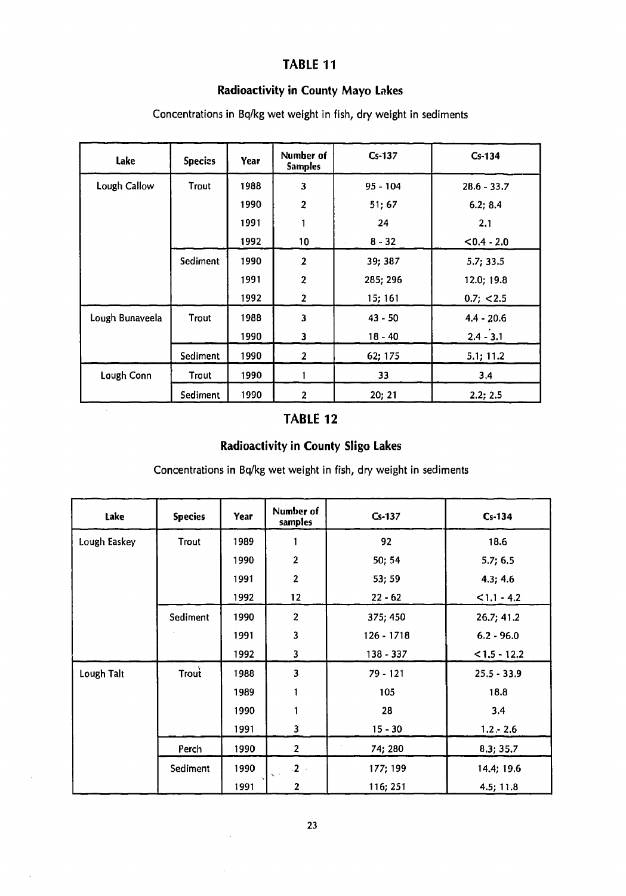## TABLE 11

### Radioactivity in County Mayo Lakes

Concentrations in Bq/kg wet weight in fish, dry weight in sediments

| Lake | Species | Year | Number of Samples | Cs-137 | Cs-134 |
|---|---|---|---|---|---|
| Lough Callow | Trout | 1988 | 3 | 95 - 104 | 28.6 - 33.7 |
| | | 1990 | 2 | 51; 67 | 6.2; 8.4 |
| | | 1991 | 1 | 24 | 2.1 |
| | | 1992 | 10 | 8 - 32 | <0.4 - 2.0 |
| | Sediment | 1990 | 2 | 39; 387 | 5.7; 33.5 |
| | | 1991 | 2 | 285; 296 | 12.0; 19.8 |
| | | 1992 | 2 | 15; 161 | 0.7; <2.5 |
| Lough Bunaveela | Trout | 1988 | 3 | 43 - 50 | 4.4 - 20.6 |
| | | 1990 | 3 | 18 - 40 | 2.4 - 3.1 |
| | Sediment | 1990 | 2 | 62; 175 | 5.1; 11.2 |
| Lough Conn | Trout | 1990 | 1 | 33 | 3.4 |
| | Sediment | 1990 | 2 | 20; 21 | 2.2; 2.5 |

## TABLE 12

### Radioactivity in County Sligo Lakes

Concentrations in Bq/kg wet weight in fish, dry weight in sediments

| Lake | Species | Year | Number of samples | Cs-137 | Cs-134 |
|---|---|---|---|---|---|
| Lough Easkey | Trout | 1989 | 1 | 92 | 18.6 |
| | | 1990 | 2 | 50; 54 | 5.7; 6.5 |
| | | 1991 | 2 | 53; 59 | 4.3; 4.6 |
| | | 1992 | 12 | 22 - 62 | <1.1 - 4.2 |
| | Sediment | 1990 | 2 | 375; 450 | 26.7; 41.2 |
| | | 1991 | 3 | 126 - 1718 | 6.2 - 96.0 |
| | | 1992 | 3 | 138 - 337 | <1.5 - 12.2 |
| Lough Talt | Trout | 1988 | 3 | 79 - 121 | 25.5 - 33.9 |
| | | 1989 | 1 | 105 | 18.8 |
| | | 1990 | 1 | 28 | 3.4 |
| | | 1991 | 3 | 15 - 30 | 1.2 - 2.6 |
| | Perch | 1990 | 2 | 74; 280 | 8.3; 35.7 |
| | Sediment | 1990 | 2 | 177; 199 | 14.4; 19.6 |
| | | 1991 | 2 | 116; 251 | 4.5; 11.8 |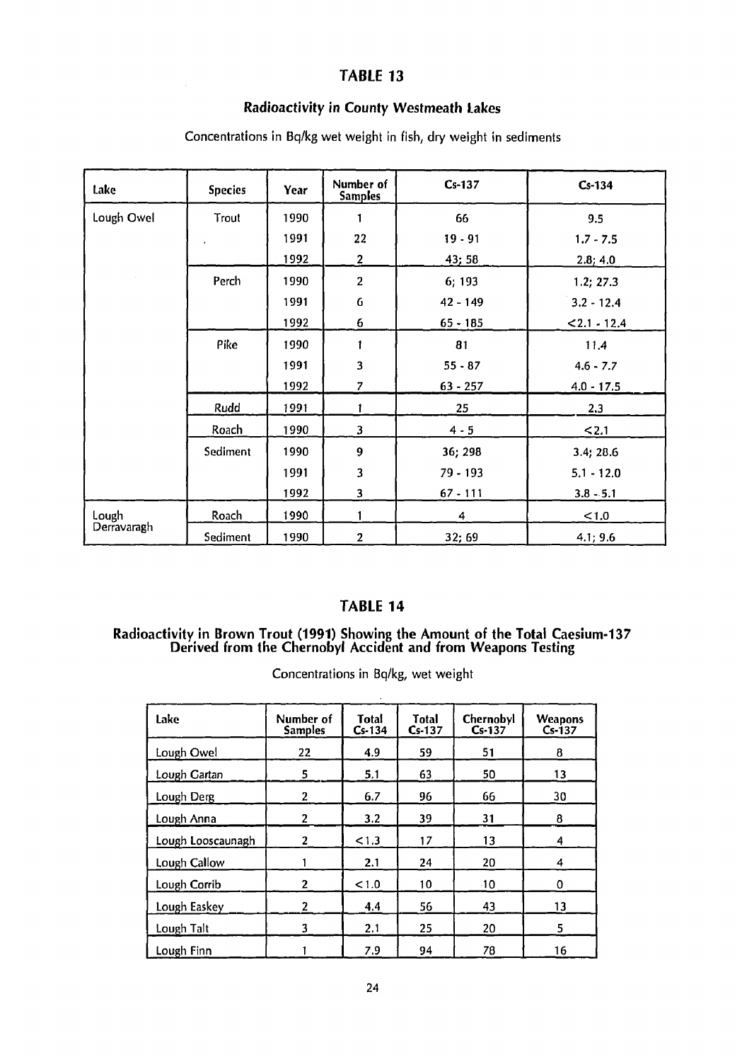## TABLE 13

### Radioactivity in County Westmeath Lakes

Concentrations in Bq/kg wet weight in fish, dry weight in sediments

| Lake | Species | Year | Number of Samples | Cs-137 | Cs-134 |
|---|---|---|---|---|---|
| Lough Owel | Trout | 1990 | 1 | 66 | 9.5 |
| | | 1991 | 22 | 19 - 91 | 1.7 - 7.5 |
| | | 1992 | 2 | 43; 58 | 2.8; 4.0 |
| | Perch | 1990 | 2 | 6; 193 | 1.2; 27.3 |
| | | 1991 | 6 | 42 - 149 | 3.2 - 12.4 |
| | | 1992 | 6 | 65 - 185 | <2.1 - 12.4 |
| | Pike | 1990 | 1 | 81 | 11.4 |
| | | 1991 | 3 | 55 - 87 | 4.6 - 7.7 |
| | | 1992 | 7 | 63 - 257 | 4.0 - 17.5 |
| | Rudd | 1991 | 1 | 25 | 2.3 |
| | Roach | 1990 | 3 | 4 - 5 | <2.1 |
| | Sediment | 1990 | 9 | 36; 298 | 3.4; 28.6 |
| | | 1991 | 3 | 79 - 193 | 5.1 - 12.0 |
| | | 1992 | 3 | 67 - 111 | 3.8 - 5.1 |
| Lough Derravaragh | Roach | 1990 | 1 | 4 | <1.0 |
| | Sediment | 1990 | 2 | 32; 69 | 4.1; 9.6 |

## TABLE 14

### Radioactivity in Brown Trout (1991) Showing the Amount of the Total Caesium-137 Derived from the Chernobyl Accident and from Weapons Testing

Concentrations in Bq/kg, wet weight

| Lake | Number of Samples | Total Cs-134 | Total Cs-137 | Chernobyl Cs-137 | Weapons Cs-137 |
|---|---|---|---|---|---|
| Lough Owel | 22 | 4.9 | 59 | 51 | 8 |
| Lough Gartan | 5 | 5.1 | 63 | 50 | 13 |
| Lough Derg | 2 | 6.7 | 96 | 66 | 30 |
| Lough Anna | 2 | 3.2 | 39 | 31 | 8 |
| Lough Looscaunagh | 2 | <1.3 | 17 | 13 | 4 |
| Lough Callow | 1 | 2.1 | 24 | 20 | 4 |
| Lough Corrib | 2 | <1.0 | 10 | 10 | 0 |
| Lough Easkey | 2 | 4.4 | 56 | 43 | 13 |
| Lough Talt | 3 | 2.1 | 25 | 20 | 5 |
| Lough Finn | 1 | 7.9 | 94 | 78 | 16 |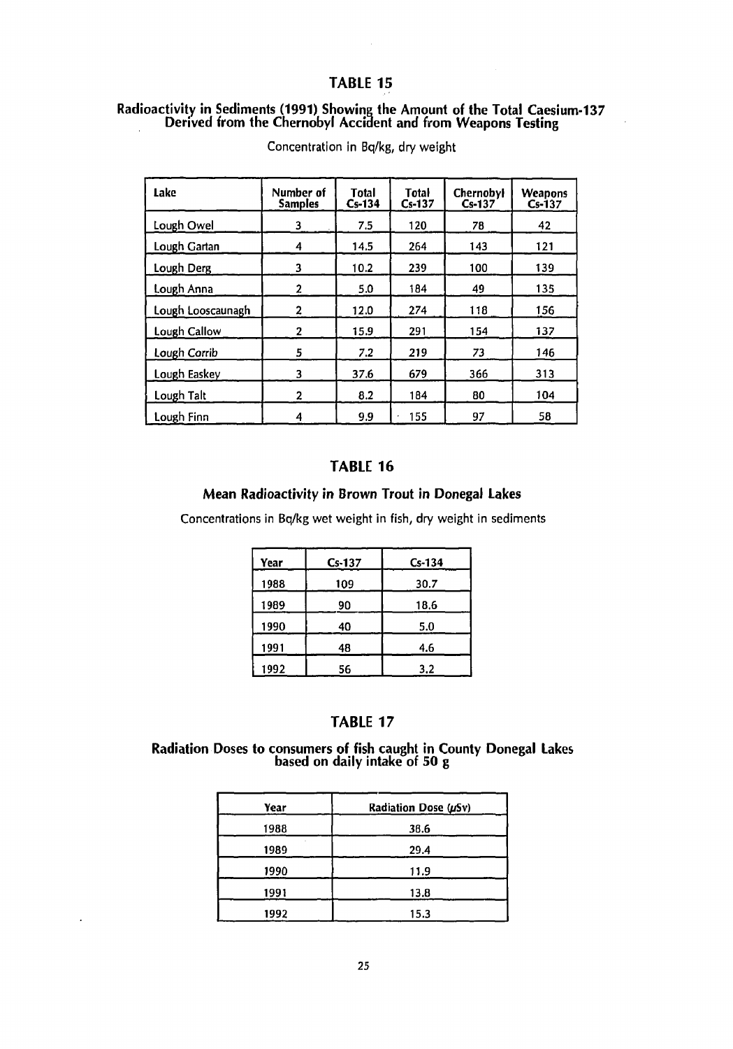## TABLE 15

### Radioactivity in Sediments (1991) Showing the Amount of the Total Caesium-137 Derived from the Chernobyl Accident and from Weapons Testing

Concentration in Bq/kg, dry weight

| Lake | Number of Samples | Total Cs-134 | Total Cs-137 | Chernobyl Cs-137 | Weapons Cs-137 |
|---|---|---|---|---|---|
| Lough Owel | 3 | 7.5 | 120 | 78 | 42 |
| Lough Gartan | 4 | 14.5 | 264 | 143 | 121 |
| Lough Derg | 3 | 10.2 | 239 | 100 | 139 |
| Lough Anna | 2 | 5.0 | 184 | 49 | 135 |
| Lough Looscaunagh | 2 | 12.0 | 274 | 118 | 156 |
| Lough Callow | 2 | 15.9 | 291 | 154 | 137 |
| Lough Corrib | 5 | 7.2 | 219 | 73 | 146 |
| Lough Easkey | 3 | 37.6 | 679 | 366 | 313 |
| Lough Talt | 2 | 8.2 | 184 | 80 | 104 |
| Lough Finn | 4 | 9.9 | 155 | 97 | 58 |

## TABLE 16

### Mean Radioactivity in Brown Trout in Donegal Lakes

Concentrations in Bq/kg wet weight in fish, dry weight in sediments

| Year | Cs-137 | Cs-134 |
|---|---|---|
| 1988 | 109 | 30.7 |
| 1989 | 90 | 18.6 |
| 1990 | 40 | 5.0 |
| 1991 | 48 | 4.6 |
| 1992 | 56 | 3.2 |

## TABLE 17

### Radiation Doses to consumers of fish caught in County Donegal Lakes based on daily intake of 50 g

| Year | Radiation Dose (μSv) |
|---|---|
| 1988 | 38.6 |
| 1989 | 29.4 |
| 1990 | 11.9 |
| 1991 | 13.8 |
| 1992 | 15.3 |